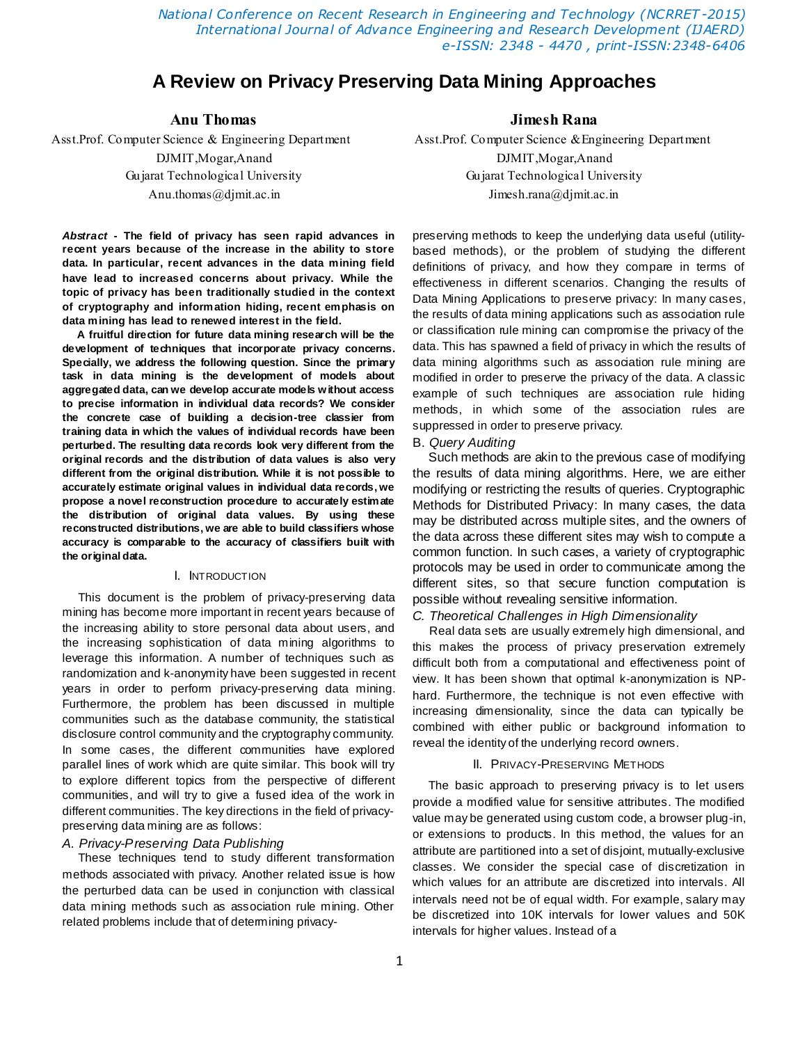# A Review on Privacy Preserving Data Mining Approaches

**Anu Thomas**
Asst.Prof. Computer Science & Engineering Department
DJMIT,Mogar,Anand
Gujarat Technological University
Anu.thomas@djmit.ac.in

**Jimesh Rana**
Asst.Prof. Computer Science &Engineering Department
DJMIT,Mogar,Anand
Gujarat Technological University
Jimesh.rana@djmit.ac.in

***Abstract* - The field of privacy has seen rapid advances in recent years because of the increase in the ability to store data. In particular, recent advances in the data mining field have lead to increased concerns about privacy. While the topic of privacy has been traditionally studied in the context of cryptography and information hiding, recent emphasis on data mining has lead to renewed interest in the field.**

**A fruitful direction for future data mining research will be the development of techniques that incorporate privacy concerns. Specially, we address the following question. Since the primary task in data mining is the development of models about aggregated data, can we develop accurate models without access to precise information in individual data records? We consider the concrete case of building a decision-tree classier from training data in which the values of individual records have been perturbed. The resulting data records look very different from the original records and the distribution of data values is also very different from the original distribution. While it is not possible to accurately estimate original values in individual data records, we propose a novel reconstruction procedure to accurately estimate the distribution of original data values. By using these reconstructed distributions, we are able to build classifiers whose accuracy is comparable to the accuracy of classifiers built with the original data.**

## I. Introduction

This document is the problem of privacy-preserving data mining has become more important in recent years because of the increasing ability to store personal data about users, and the increasing sophistication of data mining algorithms to leverage this information. A number of techniques such as randomization and k-anonymity have been suggested in recent years in order to perform privacy-preserving data mining. Furthermore, the problem has been discussed in multiple communities such as the database community, the statistical disclosure control community and the cryptography community. In some cases, the different communities have explored parallel lines of work which are quite similar. This book will try to explore different topics from the perspective of different communities, and will try to give a fused idea of the work in different communities. The key directions in the field of privacy-preserving data mining are as follows:

### *A. Privacy-Preserving Data Publishing*

These techniques tend to study different transformation methods associated with privacy. Another related issue is how the perturbed data can be used in conjunction with classical data mining methods such as association rule mining. Other related problems include that of determining privacy-preserving methods to keep the underlying data useful (utility-based methods), or the problem of studying the different definitions of privacy, and how they compare in terms of effectiveness in different scenarios. Changing the results of Data Mining Applications to preserve privacy: In many cases, the results of data mining applications such as association rule or classification rule mining can compromise the privacy of the data. This has spawned a field of privacy in which the results of data mining algorithms such as association rule mining are modified in order to preserve the privacy of the data. A classic example of such techniques are association rule hiding methods, in which some of the association rules are suppressed in order to preserve privacy.

### B. *Query Auditing*

Such methods are akin to the previous case of modifying the results of data mining algorithms. Here, we are either modifying or restricting the results of queries. Cryptographic Methods for Distributed Privacy: In many cases, the data may be distributed across multiple sites, and the owners of the data across these different sites may wish to compute a common function. In such cases, a variety of cryptographic protocols may be used in order to communicate among the different sites, so that secure function computation is possible without revealing sensitive information.

### *C. Theoretical Challenges in High Dimensionality*

Real data sets are usually extremely high dimensional, and this makes the process of privacy preservation extremely difficult both from a computational and effectiveness point of view. It has been shown that optimal k-anonymization is NP-hard. Furthermore, the technique is not even effective with increasing dimensionality, since the data can typically be combined with either public or background information to reveal the identity of the underlying record owners.

## II. Privacy-Preserving Methods

The basic approach to preserving privacy is to let users provide a modified value for sensitive attributes. The modified value may be generated using custom code, a browser plug-in, or extensions to products. In this method, the values for an attribute are partitioned into a set of disjoint, mutually-exclusive classes. We consider the special case of discretization in which values for an attribute are discretized into intervals. All intervals need not be of equal width. For example, salary may be discretized into 10K intervals for lower values and 50K intervals for higher values. Instead of a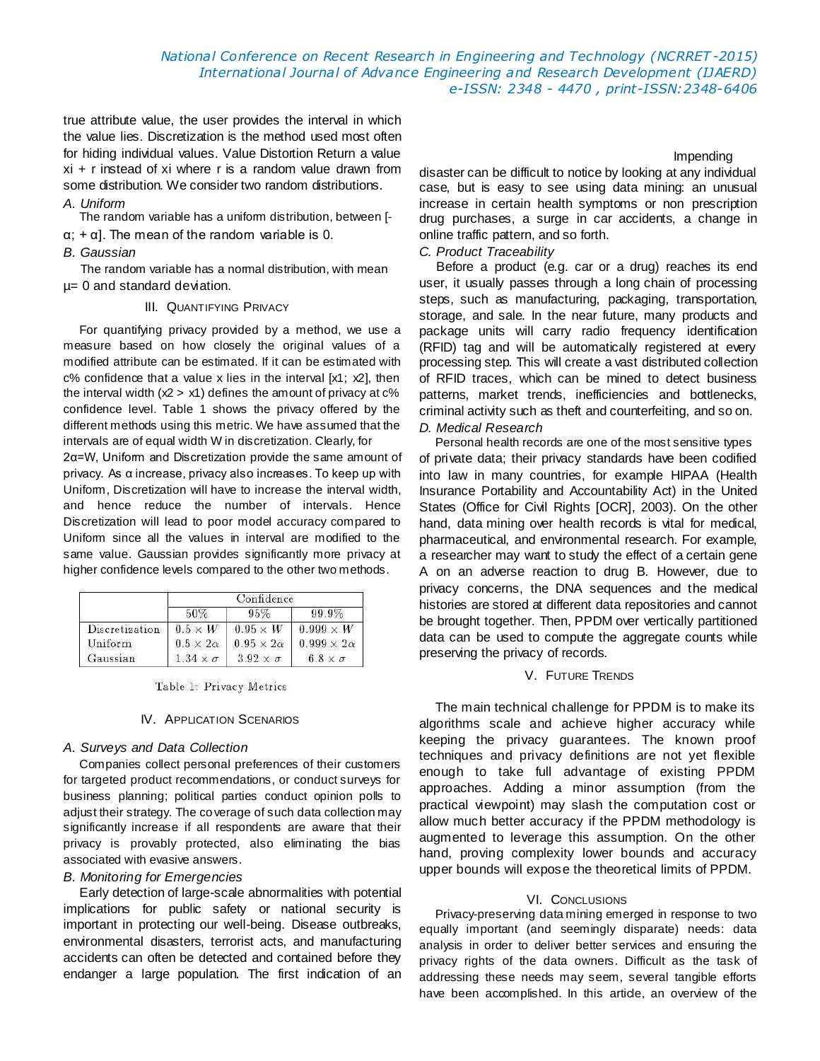true attribute value, the user provides the interval in which the value lies. Discretization is the method used most often for hiding individual values. Value Distortion Return a value xi + r instead of xi where r is a random value drawn from some distribution. We consider two random distributions.

*A. Uniform*

The random variable has a uniform distribution, between [-α; + α]. The mean of the random variable is 0.

*B. Gaussian*

The random variable has a normal distribution, with mean μ= 0 and standard deviation.

## III. Quantifying Privacy

For quantifying privacy provided by a method, we use a measure based on how closely the original values of a modified attribute can be estimated. If it can be estimated with c% confidence that a value x lies in the interval [x1; x2], then the interval width (x2 > x1) defines the amount of privacy at c% confidence level. Table 1 shows the privacy offered by the different methods using this metric. We have assumed that the intervals are of equal width W in discretization. Clearly, for 2α=W, Uniform and Discretization provide the same amount of privacy. As α increase, privacy also increases. To keep up with Uniform, Discretization will have to increase the interval width, and hence reduce the number of intervals. Hence Discretization will lead to poor model accuracy compared to Uniform since all the values in interval are modified to the same value. Gaussian provides significantly more privacy at higher confidence levels compared to the other two methods.

| | Confidence | | |
|---|---|---|---|
| | 50% | 95% | 99.9% |
| Discretization | $0.5 \times W$ | $0.95 \times W$ | $0.999 \times W$ |
| Uniform | $0.5 \times 2\alpha$ | $0.95 \times 2\alpha$ | $0.999 \times 2\alpha$ |
| Gaussian | $1.34 \times \sigma$ | $3.92 \times \sigma$ | $6.8 \times \sigma$ |

Table 1: Privacy Metrics

## IV. Application Scenarios

*A. Surveys and Data Collection*

Companies collect personal preferences of their customers for targeted product recommendations, or conduct surveys for business planning; political parties conduct opinion polls to adjust their strategy. The coverage of such data collection may significantly increase if all respondents are aware that their privacy is provably protected, also eliminating the bias associated with evasive answers.

*B. Monitoring for Emergencies*

Early detection of large-scale abnormalities with potential implications for public safety or national security is important in protecting our well-being. Disease outbreaks, environmental disasters, terrorist acts, and manufacturing accidents can often be detected and contained before they endanger a large population. The first indication of an impending disaster can be difficult to notice by looking at any individual case, but is easy to see using data mining: an unusual increase in certain health symptoms or non prescription drug purchases, a surge in car accidents, a change in online traffic pattern, and so forth.

*C. Product Traceability*

Before a product (e.g. car or a drug) reaches its end user, it usually passes through a long chain of processing steps, such as manufacturing, packaging, transportation, storage, and sale. In the near future, many products and package units will carry radio frequency identification (RFID) tag and will be automatically registered at every processing step. This will create a vast distributed collection of RFID traces, which can be mined to detect business patterns, market trends, inefficiencies and bottlenecks, criminal activity such as theft and counterfeiting, and so on.

*D. Medical Research*

Personal health records are one of the most sensitive types of private data; their privacy standards have been codified into law in many countries, for example HIPAA (Health Insurance Portability and Accountability Act) in the United States (Office for Civil Rights [OCR], 2003). On the other hand, data mining over health records is vital for medical, pharmaceutical, and environmental research. For example, a researcher may want to study the effect of a certain gene A on an adverse reaction to drug B. However, due to privacy concerns, the DNA sequences and the medical histories are stored at different data repositories and cannot be brought together. Then, PPDM over vertically partitioned data can be used to compute the aggregate counts while preserving the privacy of records.

## V. Future Trends

The main technical challenge for PPDM is to make its algorithms scale and achieve higher accuracy while keeping the privacy guarantees. The known proof techniques and privacy definitions are not yet flexible enough to take full advantage of existing PPDM approaches. Adding a minor assumption (from the practical viewpoint) may slash the computation cost or allow much better accuracy if the PPDM methodology is augmented to leverage this assumption. On the other hand, proving complexity lower bounds and accuracy upper bounds will expose the theoretical limits of PPDM.

## VI. Conclusions

Privacy-preserving data mining emerged in response to two equally important (and seemingly disparate) needs: data analysis in order to deliver better services and ensuring the privacy rights of the data owners. Difficult as the task of addressing these needs may seem, several tangible efforts have been accomplished. In this article, an overview of the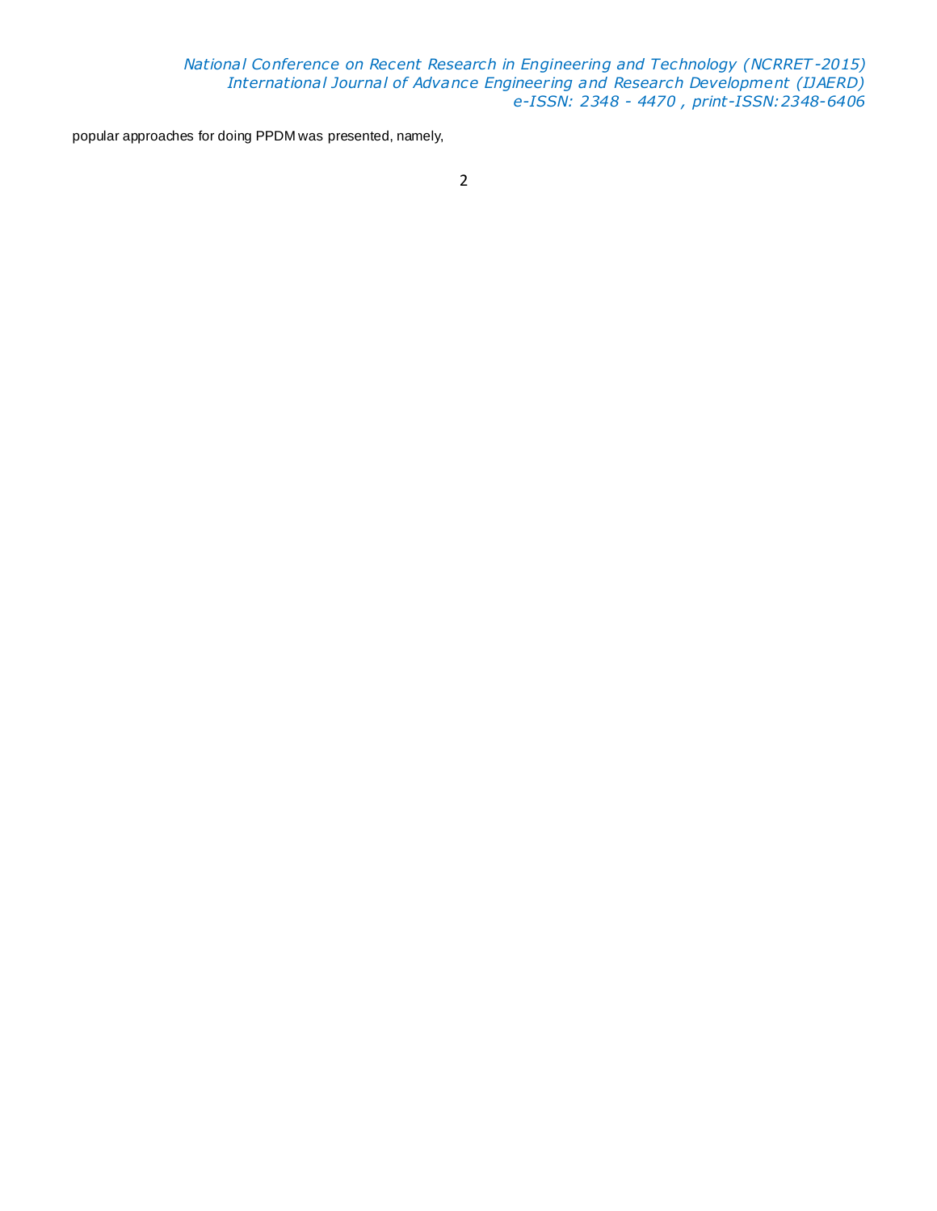popular approaches for doing PPDM was presented, namely,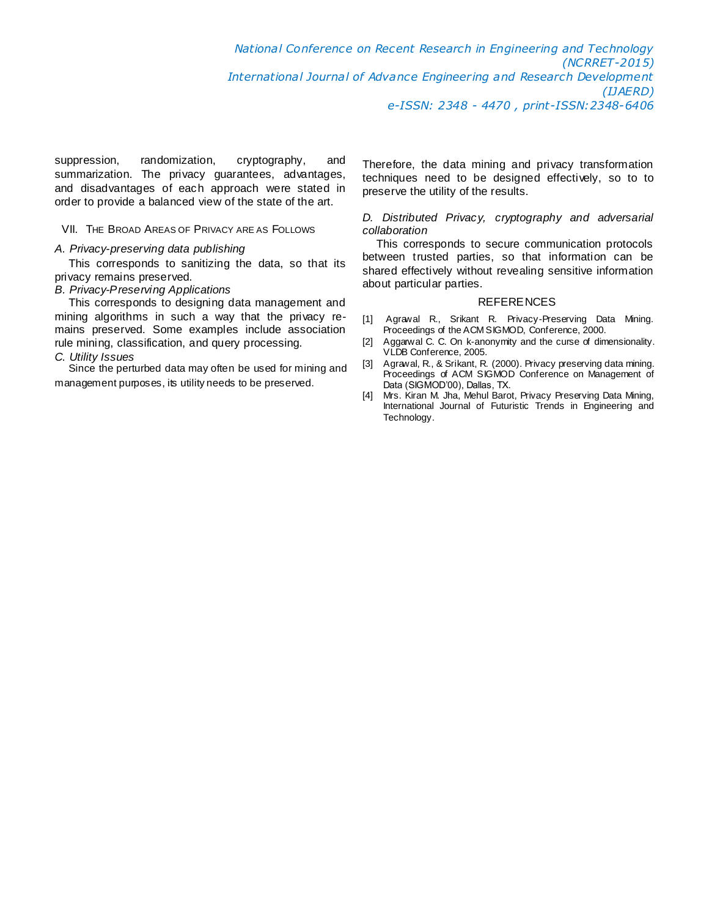suppression, randomization, cryptography, and summarization. The privacy guarantees, advantages, and disadvantages of each approach were stated in order to provide a balanced view of the state of the art.

## VII. The Broad Areas of Privacy are as Follows

### *A. Privacy-preserving data publishing*

This corresponds to sanitizing the data, so that its privacy remains preserved.

### *B. Privacy-Preserving Applications*

This corresponds to designing data management and mining algorithms in such a way that the privacy remains preserved. Some examples include association rule mining, classification, and query processing.

### *C. Utility Issues*

Since the perturbed data may often be used for mining and management purposes, its utility needs to be preserved. Therefore, the data mining and privacy transformation techniques need to be designed effectively, so to to preserve the utility of the results.

### *D. Distributed Privacy, cryptography and adversarial collaboration*

This corresponds to secure communication protocols between trusted parties, so that information can be shared effectively without revealing sensitive information about particular parties.

## References

[1] Agrawal R., Srikant R. Privacy-Preserving Data Mining. Proceedings of the ACM SIGMOD, Conference, 2000.

[2] Aggarwal C. C. On k-anonymity and the curse of dimensionality. VLDB Conference, 2005.

[3] Agrawal, R., & Srikant, R. (2000). Privacy preserving data mining. Proceedings of ACM SIGMOD Conference on Management of Data (SIGMOD'00), Dallas, TX.

[4] Mrs. Kiran M. Jha, Mehul Barot, Privacy Preserving Data Mining, International Journal of Futuristic Trends in Engineering and Technology.